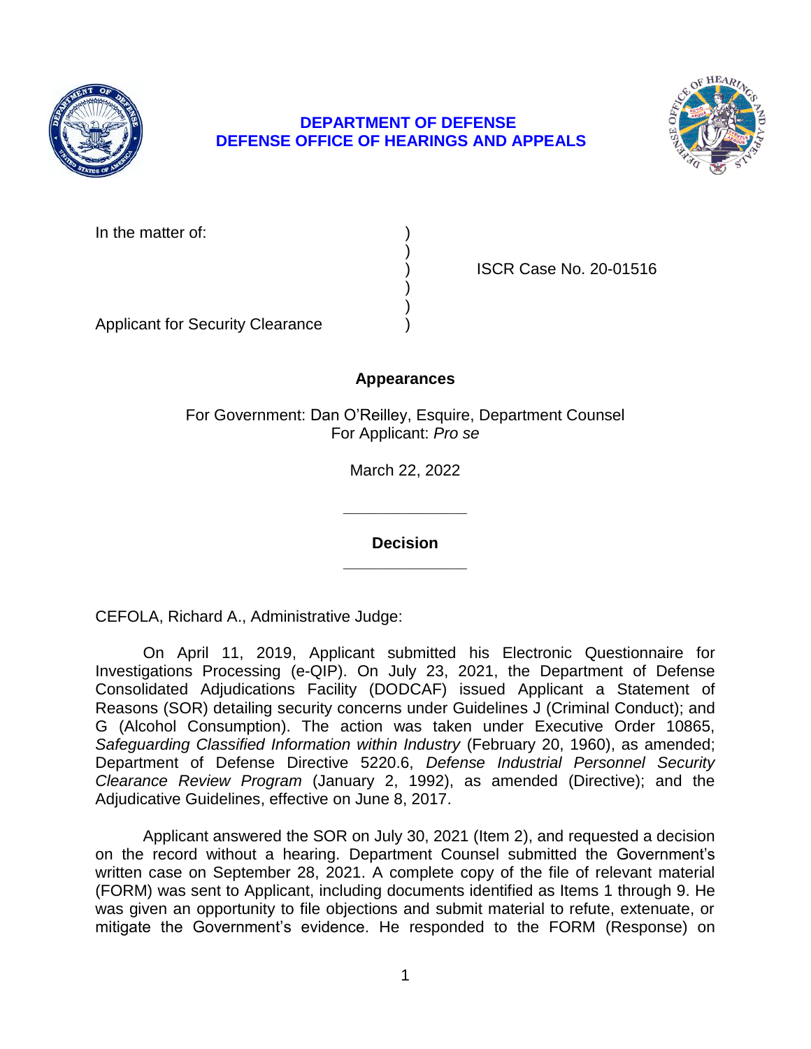**DEPARTMENT OF DEFENSE**
**DEFENSE OFFICE OF HEARINGS AND APPEALS**

| | | |
|---|---|---|
| In the matter of: | ) | |
| | ) | |
| | ) | ISCR Case No. 20-01516 |
| | ) | |
| | ) | |
| Applicant for Security Clearance | ) | |

**Appearances**

For Government: Dan O'Reilley, Esquire, Department Counsel
For Applicant: *Pro se*

March 22, 2022

______________

**Decision**

______________

CEFOLA, Richard A., Administrative Judge:

On April 11, 2019, Applicant submitted his Electronic Questionnaire for Investigations Processing (e-QIP). On July 23, 2021, the Department of Defense Consolidated Adjudications Facility (DODCAF) issued Applicant a Statement of Reasons (SOR) detailing security concerns under Guidelines J (Criminal Conduct); and G (Alcohol Consumption). The action was taken under Executive Order 10865, *Safeguarding Classified Information within Industry* (February 20, 1960), as amended; Department of Defense Directive 5220.6, *Defense Industrial Personnel Security Clearance Review Program* (January 2, 1992), as amended (Directive); and the Adjudicative Guidelines, effective on June 8, 2017.

Applicant answered the SOR on July 30, 2021 (Item 2), and requested a decision on the record without a hearing. Department Counsel submitted the Government's written case on September 28, 2021. A complete copy of the file of relevant material (FORM) was sent to Applicant, including documents identified as Items 1 through 9. He was given an opportunity to file objections and submit material to refute, extenuate, or mitigate the Government's evidence. He responded to the FORM (Response) on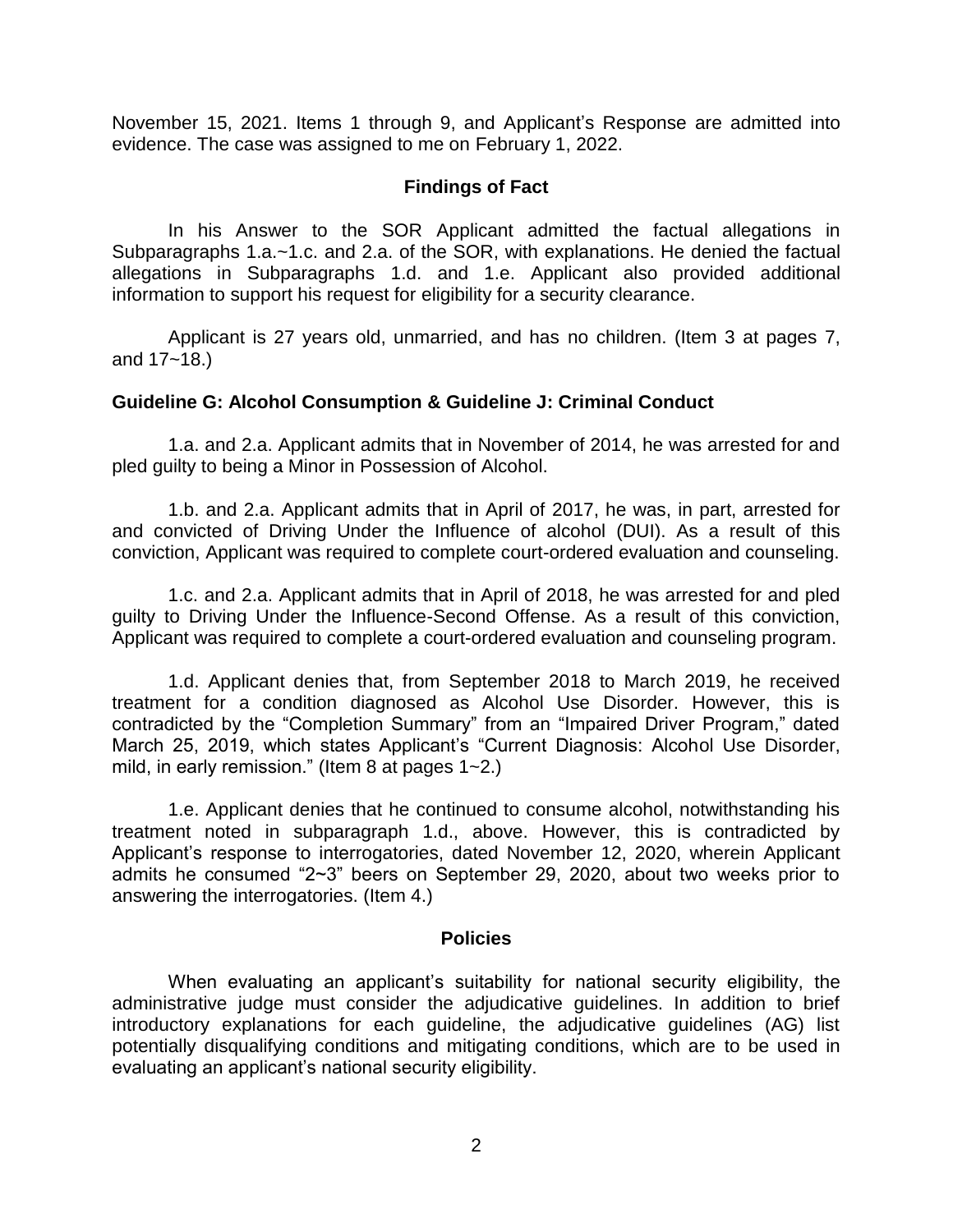November 15, 2021. Items 1 through 9, and Applicant's Response are admitted into evidence. The case was assigned to me on February 1, 2022.

## Findings of Fact

In his Answer to the SOR Applicant admitted the factual allegations in Subparagraphs 1.a.~1.c. and 2.a. of the SOR, with explanations. He denied the factual allegations in Subparagraphs 1.d. and 1.e. Applicant also provided additional information to support his request for eligibility for a security clearance.

Applicant is 27 years old, unmarried, and has no children. (Item 3 at pages 7, and 17~18.)

### Guideline G: Alcohol Consumption & Guideline J: Criminal Conduct

1.a. and 2.a. Applicant admits that in November of 2014, he was arrested for and pled guilty to being a Minor in Possession of Alcohol.

1.b. and 2.a. Applicant admits that in April of 2017, he was, in part, arrested for and convicted of Driving Under the Influence of alcohol (DUI). As a result of this conviction, Applicant was required to complete court-ordered evaluation and counseling.

1.c. and 2.a. Applicant admits that in April of 2018, he was arrested for and pled guilty to Driving Under the Influence-Second Offense. As a result of this conviction, Applicant was required to complete a court-ordered evaluation and counseling program.

1.d. Applicant denies that, from September 2018 to March 2019, he received treatment for a condition diagnosed as Alcohol Use Disorder. However, this is contradicted by the "Completion Summary" from an "Impaired Driver Program," dated March 25, 2019, which states Applicant's "Current Diagnosis: Alcohol Use Disorder, mild, in early remission." (Item 8 at pages 1~2.)

1.e. Applicant denies that he continued to consume alcohol, notwithstanding his treatment noted in subparagraph 1.d., above. However, this is contradicted by Applicant's response to interrogatories, dated November 12, 2020, wherein Applicant admits he consumed "2~3" beers on September 29, 2020, about two weeks prior to answering the interrogatories. (Item 4.)

## Policies

When evaluating an applicant's suitability for national security eligibility, the administrative judge must consider the adjudicative guidelines. In addition to brief introductory explanations for each guideline, the adjudicative guidelines (AG) list potentially disqualifying conditions and mitigating conditions, which are to be used in evaluating an applicant's national security eligibility.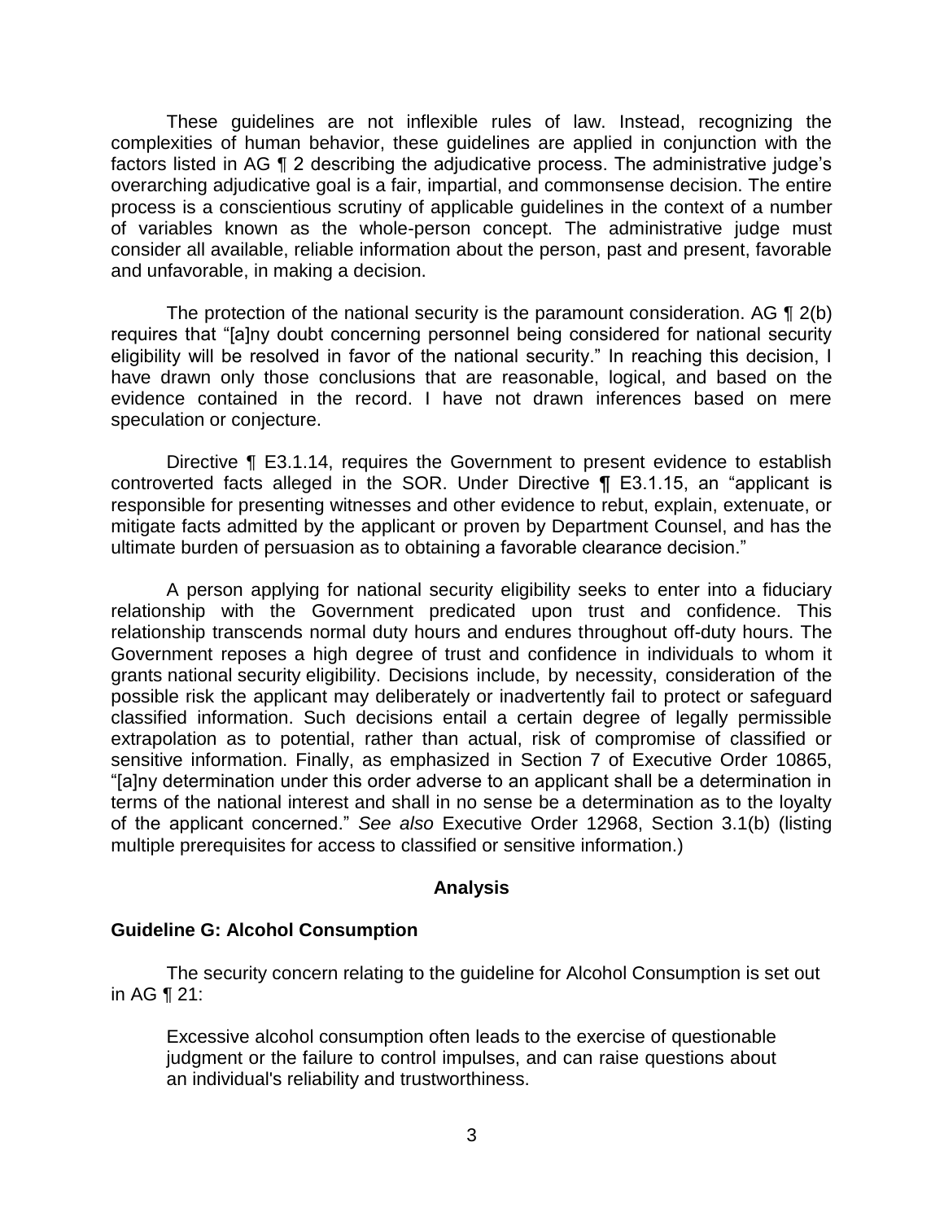These guidelines are not inflexible rules of law. Instead, recognizing the complexities of human behavior, these guidelines are applied in conjunction with the factors listed in AG ¶ 2 describing the adjudicative process. The administrative judge's overarching adjudicative goal is a fair, impartial, and commonsense decision. The entire process is a conscientious scrutiny of applicable guidelines in the context of a number of variables known as the whole-person concept. The administrative judge must consider all available, reliable information about the person, past and present, favorable and unfavorable, in making a decision.

The protection of the national security is the paramount consideration. AG ¶ 2(b) requires that "[a]ny doubt concerning personnel being considered for national security eligibility will be resolved in favor of the national security." In reaching this decision, I have drawn only those conclusions that are reasonable, logical, and based on the evidence contained in the record. I have not drawn inferences based on mere speculation or conjecture.

Directive ¶ E3.1.14, requires the Government to present evidence to establish controverted facts alleged in the SOR. Under Directive ¶ E3.1.15, an "applicant is responsible for presenting witnesses and other evidence to rebut, explain, extenuate, or mitigate facts admitted by the applicant or proven by Department Counsel, and has the ultimate burden of persuasion as to obtaining a favorable clearance decision."

A person applying for national security eligibility seeks to enter into a fiduciary relationship with the Government predicated upon trust and confidence. This relationship transcends normal duty hours and endures throughout off-duty hours. The Government reposes a high degree of trust and confidence in individuals to whom it grants national security eligibility. Decisions include, by necessity, consideration of the possible risk the applicant may deliberately or inadvertently fail to protect or safeguard classified information. Such decisions entail a certain degree of legally permissible extrapolation as to potential, rather than actual, risk of compromise of classified or sensitive information. Finally, as emphasized in Section 7 of Executive Order 10865, "[a]ny determination under this order adverse to an applicant shall be a determination in terms of the national interest and shall in no sense be a determination as to the loyalty of the applicant concerned." *See also* Executive Order 12968, Section 3.1(b) (listing multiple prerequisites for access to classified or sensitive information.)

## Analysis

### Guideline G: Alcohol Consumption

The security concern relating to the guideline for Alcohol Consumption is set out in AG ¶ 21:

> Excessive alcohol consumption often leads to the exercise of questionable judgment or the failure to control impulses, and can raise questions about an individual's reliability and trustworthiness.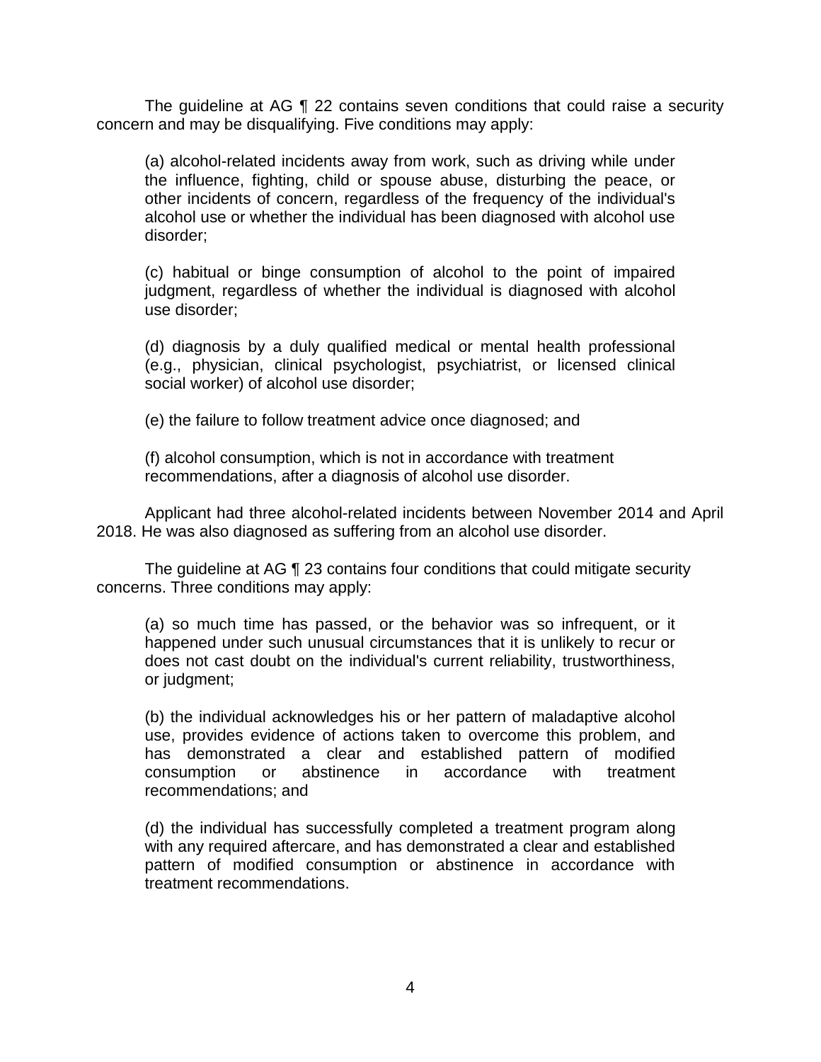The guideline at AG ¶ 22 contains seven conditions that could raise a security concern and may be disqualifying. Five conditions may apply:

> (a) alcohol-related incidents away from work, such as driving while under the influence, fighting, child or spouse abuse, disturbing the peace, or other incidents of concern, regardless of the frequency of the individual's alcohol use or whether the individual has been diagnosed with alcohol use disorder;
>
> (c) habitual or binge consumption of alcohol to the point of impaired judgment, regardless of whether the individual is diagnosed with alcohol use disorder;
>
> (d) diagnosis by a duly qualified medical or mental health professional (e.g., physician, clinical psychologist, psychiatrist, or licensed clinical social worker) of alcohol use disorder;
>
> (e) the failure to follow treatment advice once diagnosed; and
>
> (f) alcohol consumption, which is not in accordance with treatment recommendations, after a diagnosis of alcohol use disorder.

Applicant had three alcohol-related incidents between November 2014 and April 2018. He was also diagnosed as suffering from an alcohol use disorder.

The guideline at AG ¶ 23 contains four conditions that could mitigate security concerns. Three conditions may apply:

> (a) so much time has passed, or the behavior was so infrequent, or it happened under such unusual circumstances that it is unlikely to recur or does not cast doubt on the individual's current reliability, trustworthiness, or judgment;
>
> (b) the individual acknowledges his or her pattern of maladaptive alcohol use, provides evidence of actions taken to overcome this problem, and has demonstrated a clear and established pattern of modified consumption or abstinence in accordance with treatment recommendations; and
>
> (d) the individual has successfully completed a treatment program along with any required aftercare, and has demonstrated a clear and established pattern of modified consumption or abstinence in accordance with treatment recommendations.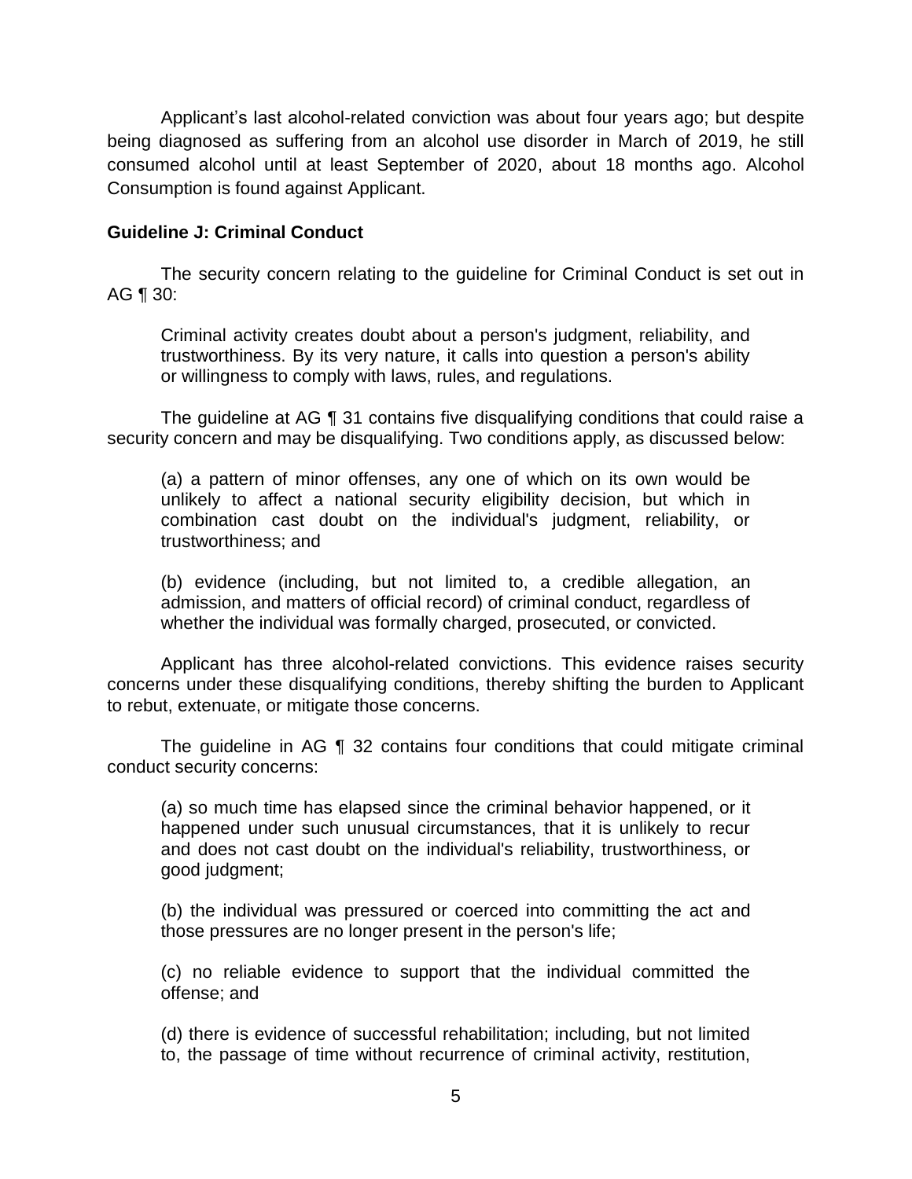Applicant's last alcohol-related conviction was about four years ago; but despite being diagnosed as suffering from an alcohol use disorder in March of 2019, he still consumed alcohol until at least September of 2020, about 18 months ago. Alcohol Consumption is found against Applicant.

**Guideline J: Criminal Conduct**

The security concern relating to the guideline for Criminal Conduct is set out in AG ¶ 30:

> Criminal activity creates doubt about a person's judgment, reliability, and trustworthiness. By its very nature, it calls into question a person's ability or willingness to comply with laws, rules, and regulations.

The guideline at AG ¶ 31 contains five disqualifying conditions that could raise a security concern and may be disqualifying. Two conditions apply, as discussed below:

> (a) a pattern of minor offenses, any one of which on its own would be unlikely to affect a national security eligibility decision, but which in combination cast doubt on the individual's judgment, reliability, or trustworthiness; and
>
> (b) evidence (including, but not limited to, a credible allegation, an admission, and matters of official record) of criminal conduct, regardless of whether the individual was formally charged, prosecuted, or convicted.

Applicant has three alcohol-related convictions. This evidence raises security concerns under these disqualifying conditions, thereby shifting the burden to Applicant to rebut, extenuate, or mitigate those concerns.

The guideline in AG ¶ 32 contains four conditions that could mitigate criminal conduct security concerns:

> (a) so much time has elapsed since the criminal behavior happened, or it happened under such unusual circumstances, that it is unlikely to recur and does not cast doubt on the individual's reliability, trustworthiness, or good judgment;
>
> (b) the individual was pressured or coerced into committing the act and those pressures are no longer present in the person's life;
>
> (c) no reliable evidence to support that the individual committed the offense; and
>
> (d) there is evidence of successful rehabilitation; including, but not limited to, the passage of time without recurrence of criminal activity, restitution,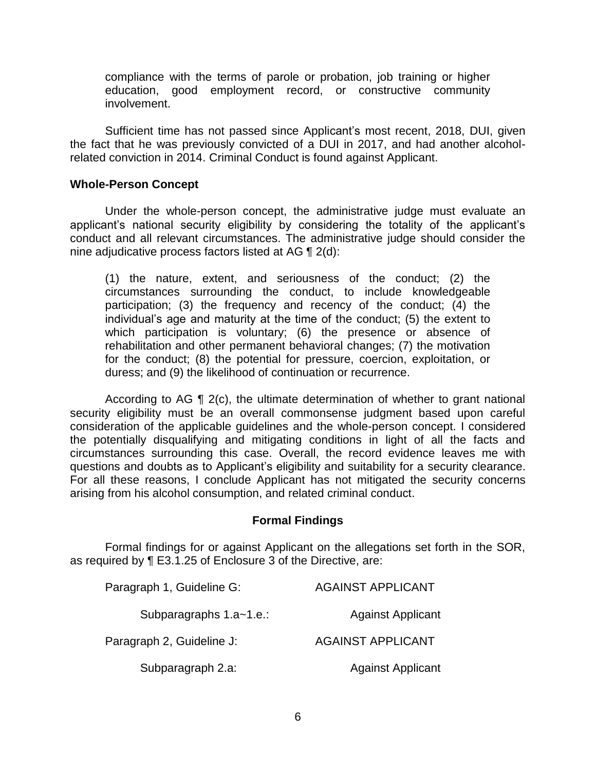compliance with the terms of parole or probation, job training or higher education, good employment record, or constructive community involvement.

Sufficient time has not passed since Applicant's most recent, 2018, DUI, given the fact that he was previously convicted of a DUI in 2017, and had another alcohol-related conviction in 2014. Criminal Conduct is found against Applicant.

**Whole-Person Concept**

Under the whole-person concept, the administrative judge must evaluate an applicant's national security eligibility by considering the totality of the applicant's conduct and all relevant circumstances. The administrative judge should consider the nine adjudicative process factors listed at AG ¶ 2(d):

> (1) the nature, extent, and seriousness of the conduct; (2) the circumstances surrounding the conduct, to include knowledgeable participation; (3) the frequency and recency of the conduct; (4) the individual's age and maturity at the time of the conduct; (5) the extent to which participation is voluntary; (6) the presence or absence of rehabilitation and other permanent behavioral changes; (7) the motivation for the conduct; (8) the potential for pressure, coercion, exploitation, or duress; and (9) the likelihood of continuation or recurrence.

According to AG ¶ 2(c), the ultimate determination of whether to grant national security eligibility must be an overall commonsense judgment based upon careful consideration of the applicable guidelines and the whole-person concept. I considered the potentially disqualifying and mitigating conditions in light of all the facts and circumstances surrounding this case. Overall, the record evidence leaves me with questions and doubts as to Applicant's eligibility and suitability for a security clearance. For all these reasons, I conclude Applicant has not mitigated the security concerns arising from his alcohol consumption, and related criminal conduct.

**Formal Findings**

Formal findings for or against Applicant on the allegations set forth in the SOR, as required by ¶ E3.1.25 of Enclosure 3 of the Directive, are:

| | |
|---|---|
| Paragraph 1, Guideline G: | AGAINST APPLICANT |
| Subparagraphs 1.a~1.e.: | Against Applicant |
| Paragraph 2, Guideline J: | AGAINST APPLICANT |
| Subparagraph 2.a: | Against Applicant |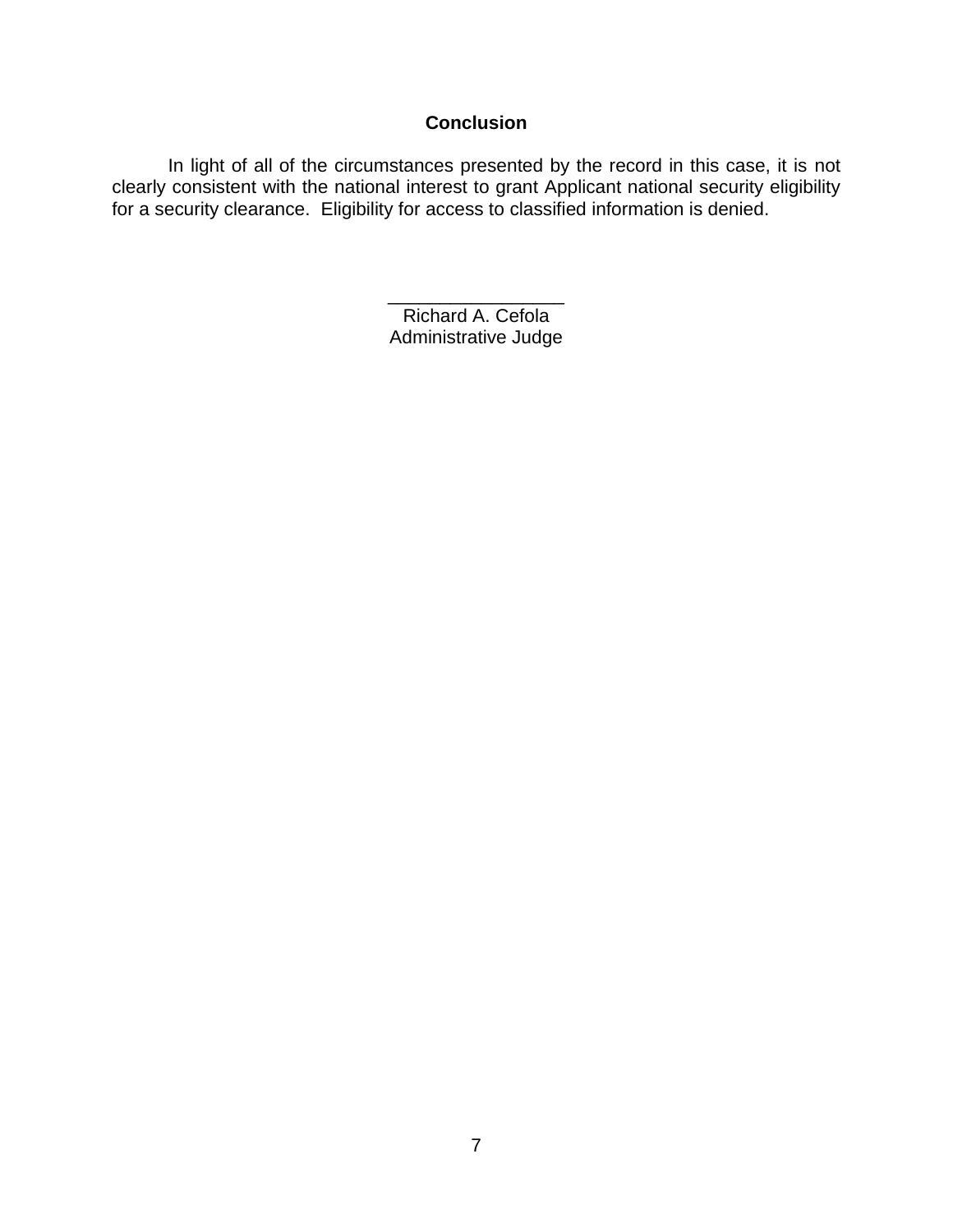## Conclusion

In light of all of the circumstances presented by the record in this case, it is not clearly consistent with the national interest to grant Applicant national security eligibility for a security clearance. Eligibility for access to classified information is denied.

\_\_\_\_\_\_\_\_\_\_\_\_\_\_\_\_\_\_

Richard A. Cefola
Administrative Judge